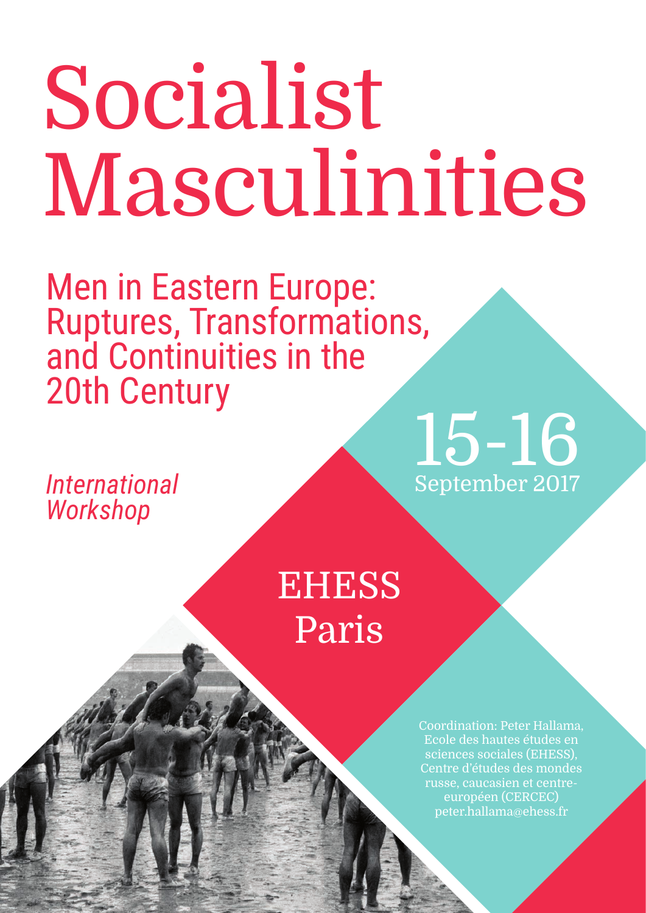# Socialist Masculinities

## Men in Eastern Europe: Ruptures, Transformations, and Continuities in the 20th Century

*International Workshop*

15-16 September 2017

EHESS Paris

Coordination: Peter Hallama, Ecole des hautes études en sciences sociales (EHESS), Centre d'études des mondes russe, caucasien et centre-européen (CERCEC) peter.hallama@ehess.fr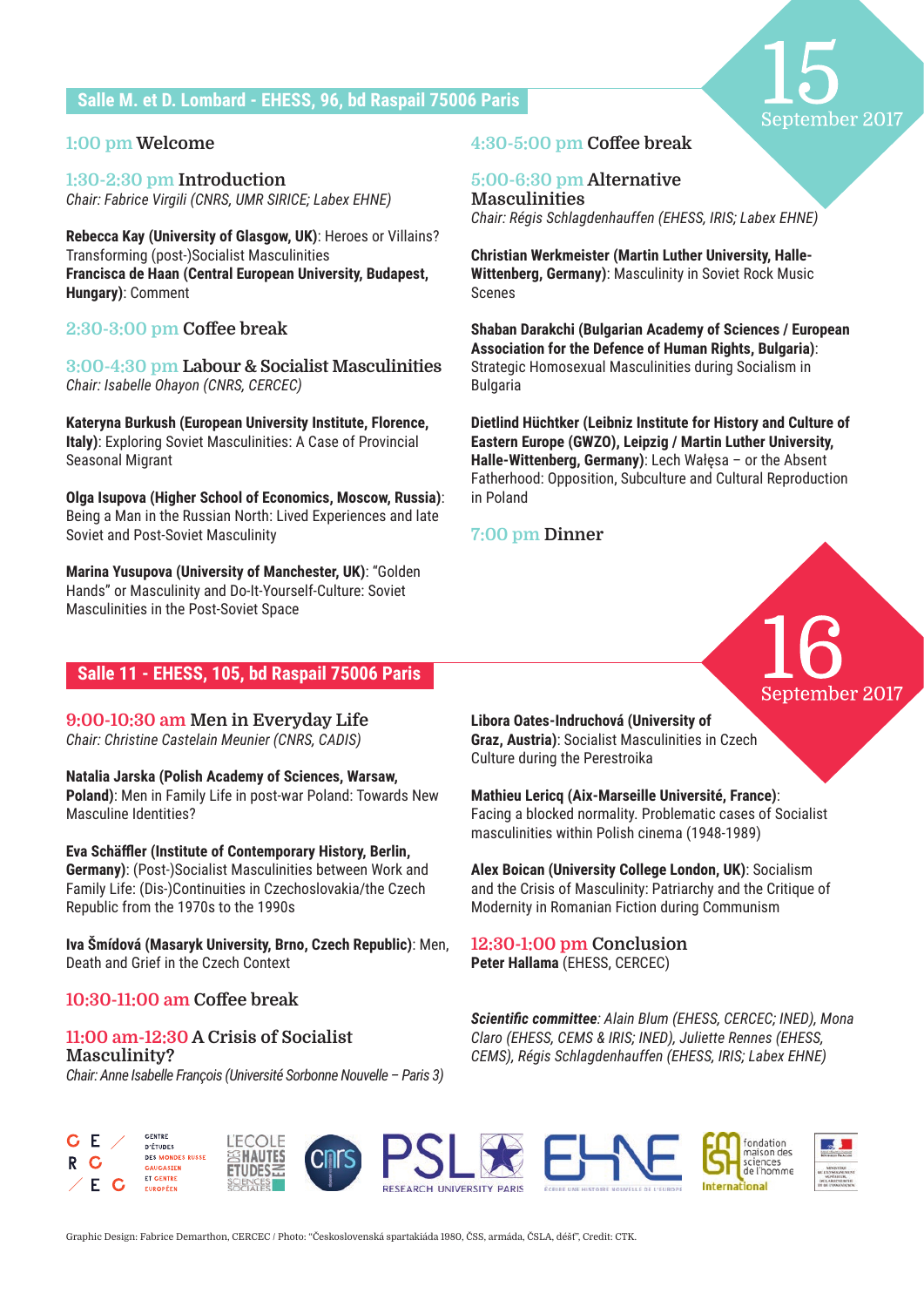## 15 September 2017

**Salle M. et D. Lombard - EHESS, 96, bd Raspail 75006 Paris**

### 1:00 pm Welcome

### 1:30-2:30 pm Introduction

*Chair: Fabrice Virgili (CNRS, UMR SIRICE; Labex EHNE)*

**Rebecca Kay (University of Glasgow, UK)**: Heroes or Villains? Transforming (post-)Socialist Masculinities

**Francisca de Haan (Central European University, Budapest, Hungary)**: Comment

### 2:30-3:00 pm Coffee break

### 3:00-4:30 pm Labour & Socialist Masculinities

*Chair: Isabelle Ohayon (CNRS, CERCEC)*

**Kateryna Burkush (European University Institute, Florence, Italy)**: Exploring Soviet Masculinities: A Case of Provincial Seasonal Migrant

**Olga Isupova (Higher School of Economics, Moscow, Russia)**: Being a Man in the Russian North: Lived Experiences and late Soviet and Post-Soviet Masculinity

**Marina Yusupova (University of Manchester, UK)**: "Golden Hands" or Masculinity and Do-It-Yourself-Culture: Soviet Masculinities in the Post-Soviet Space

### 4:30-5:00 pm Coffee break

### 5:00-6:30 pm Alternative Masculinities

*Chair: Régis Schlagdenhauffen (EHESS, IRIS; Labex EHNE)*

**Christian Werkmeister (Martin Luther University, Halle-Wittenberg, Germany)**: Masculinity in Soviet Rock Music Scenes

**Shaban Darakchi (Bulgarian Academy of Sciences / European Association for the Defence of Human Rights, Bulgaria)**: Strategic Homosexual Masculinities during Socialism in Bulgaria

**Dietlind Hüchtker (Leibniz Institute for History and Culture of Eastern Europe (GWZO), Leipzig / Martin Luther University, Halle-Wittenberg, Germany)**: Lech Wałęsa – or the Absent Fatherhood: Opposition, Subculture and Cultural Reproduction in Poland

### 7:00 pm Dinner

## 16 September 2017

**Salle 11 - EHESS, 105, bd Raspail 75006 Paris**

### 9:00-10:30 am Men in Everyday Life

*Chair: Christine Castelain Meunier (CNRS, CADIS)*

**Natalia Jarska (Polish Academy of Sciences, Warsaw, Poland)**: Men in Family Life in post-war Poland: Towards New Masculine Identities?

**Eva Schäffler (Institute of Contemporary History, Berlin, Germany)**: (Post-)Socialist Masculinities between Work and Family Life: (Dis-)Continuities in Czechoslovakia/the Czech Republic from the 1970s to the 1990s

**Iva Šmídová (Masaryk University, Brno, Czech Republic)**: Men, Death and Grief in the Czech Context

### 10:30-11:00 am Coffee break

### 11:00 am-12:30 A Crisis of Socialist Masculinity?

*Chair: Anne Isabelle François (Université Sorbonne Nouvelle – Paris 3)*

**Libora Oates-Indruchová (University of Graz, Austria)**: Socialist Masculinities in Czech Culture during the Perestroika

**Mathieu Lericq (Aix-Marseille Université, France)**: Facing a blocked normality. Problematic cases of Socialist masculinities within Polish cinema (1948-1989)

**Alex Boican (University College London, UK)**: Socialism and the Crisis of Masculinity: Patriarchy and the Critique of Modernity in Romanian Fiction during Communism

### 12:30-1:00 pm Conclusion

**Peter Hallama** (EHESS, CERCEC)

***Scientific committee****: Alain Blum (EHESS, CERCEC; INED), Mona Claro (EHESS, CEMS & IRIS; INED), Juliette Rennes (EHESS, CEMS), Régis Schlagdenhauffen (EHESS, IRIS; Labex EHNE)*

Graphic Design: Fabrice Demarthon, CERCEC / Photo: "Československá spartakiáda 1980, ČSS, armáda, ČSLA, déšť", Credit: CTK.